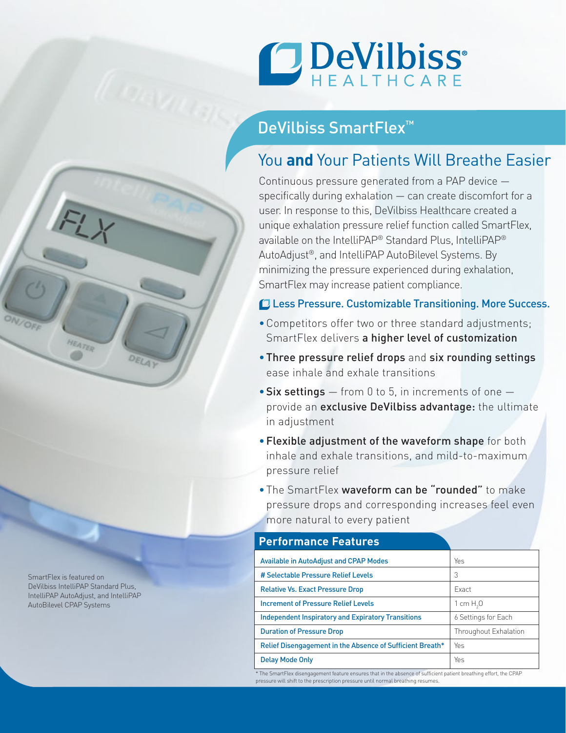# DeVilbiss HEALTHCARE

## DeVilbiss SmartFlex™

## You **and** Your Patients Will Breathe Easier

Continuous pressure generated from a PAP device — specifically during exhalation — can create discomfort for a user. In response to this, DeVilbiss Healthcare created a unique exhalation pressure relief function called SmartFlex, available on the IntelliPAP® Standard Plus, IntelliPAP® AutoAdjust®, and IntelliPAP AutoBilevel Systems. By minimizing the pressure experienced during exhalation, SmartFlex may increase patient compliance.

### Less Pressure. Customizable Transitioning. More Success.

- Competitors offer two or three standard adjustments; SmartFlex delivers **a higher level of customization**
- **Three pressure relief drops** and **six rounding settings** ease inhale and exhale transitions
- **Six settings** — from 0 to 5, in increments of one — provide an **exclusive DeVilbiss advantage:** the ultimate in adjustment
- **Flexible adjustment of the waveform shape** for both inhale and exhale transitions, and mild-to-maximum pressure relief
- The SmartFlex **waveform can be "rounded"** to make pressure drops and corresponding increases feel even more natural to every patient

SmartFlex is featured on DeVilbiss IntelliPAP Standard Plus, IntelliPAP AutoAdjust, and IntelliPAP AutoBilevel CPAP Systems

### Performance Features

| Feature | |
|---|---|
| Available in AutoAdjust and CPAP Modes | Yes |
| # Selectable Pressure Relief Levels | 3 |
| Relative Vs. Exact Pressure Drop | Exact |
| Increment of Pressure Relief Levels | 1 cm $H_2O$ |
| Independent Inspiratory and Expiratory Transitions | 6 Settings for Each |
| Duration of Pressure Drop | Throughout Exhalation |
| Relief Disengagement in the Absence of Sufficient Breath* | Yes |
| Delay Mode Only | Yes |

* The SmartFlex disengagement feature ensures that in the absence of sufficient patient breathing effort, the CPAP pressure will shift to the prescription pressure until normal breathing resumes.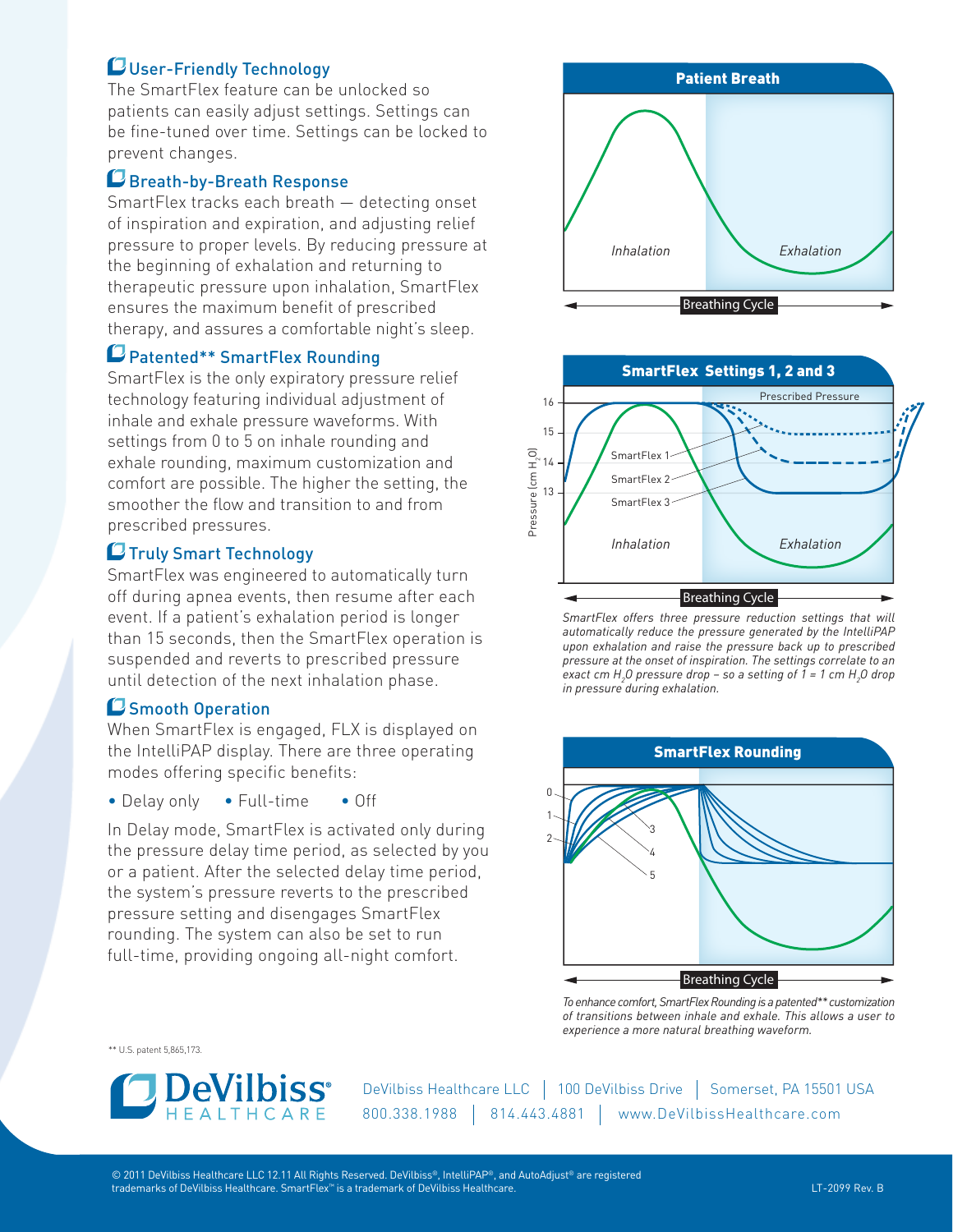## User-Friendly Technology

The SmartFlex feature can be unlocked so patients can easily adjust settings. Settings can be fine-tuned over time. Settings can be locked to prevent changes.

## Breath-by-Breath Response

SmartFlex tracks each breath — detecting onset of inspiration and expiration, and adjusting relief pressure to proper levels. By reducing pressure at the beginning of exhalation and returning to therapeutic pressure upon inhalation, SmartFlex ensures the maximum benefit of prescribed therapy, and assures a comfortable night's sleep.

## Patented** SmartFlex Rounding

SmartFlex is the only expiratory pressure relief technology featuring individual adjustment of inhale and exhale pressure waveforms. With settings from 0 to 5 on inhale rounding and exhale rounding, maximum customization and comfort are possible. The higher the setting, the smoother the flow and transition to and from prescribed pressures.

## Truly Smart Technology

SmartFlex was engineered to automatically turn off during apnea events, then resume after each event. If a patient's exhalation period is longer than 15 seconds, then the SmartFlex operation is suspended and reverts to prescribed pressure until detection of the next inhalation phase.

## Smooth Operation

When SmartFlex is engaged, FLX is displayed on the IntelliPAP display. There are three operating modes offering specific benefits:

- Delay only
- Full-time
- Off

In Delay mode, SmartFlex is activated only during the pressure delay time period, as selected by you or a patient. After the selected delay time period, the system's pressure reverts to the prescribed pressure setting and disengages SmartFlex rounding. The system can also be set to run full-time, providing ongoing all-night comfort.

**Patient Breath**

Inhalation
Exhalation
Breathing Cycle

**SmartFlex Settings 1, 2 and 3**

Prescribed Pressure
16
15
14
13
Pressure (cm $H_2O$)
SmartFlex 1
SmartFlex 2
SmartFlex 3
Inhalation
Exhalation
Breathing Cycle

*SmartFlex offers three pressure reduction settings that will automatically reduce the pressure generated by the IntelliPAP upon exhalation and raise the pressure back up to prescribed pressure at the onset of inspiration. The settings correlate to an exact cm $H_2O$ pressure drop – so a setting of 1 = 1 cm $H_2O$ drop in pressure during exhalation.*

**SmartFlex Rounding**

0
1
2
3
4
5
Breathing Cycle

*To enhance comfort, SmartFlex Rounding is a patented** customization of transitions between inhale and exhale. This allows a user to experience a more natural breathing waveform.*

** U.S. patent 5,865,173.

DeVilbiss HEALTHCARE

DeVilbiss Healthcare LLC | 100 DeVilbiss Drive | Somerset, PA 15501 USA
800.338.1988 | 814.443.4881 | www.DeVilbissHealthcare.com

© 2011 DeVilbiss Healthcare LLC 12.11 All Rights Reserved. DeVilbiss®, IntelliPAP®, and AutoAdjust® are registered trademarks of DeVilbiss Healthcare. SmartFlex™ is a trademark of DeVilbiss Healthcare.

LT-2099 Rev. B